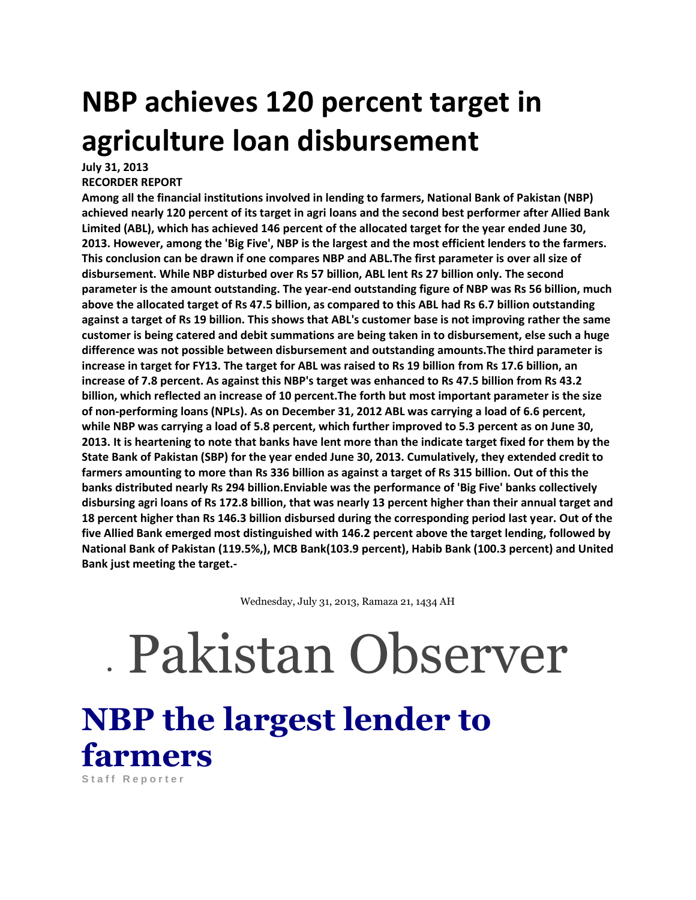# NBP achieves 120 percent target in agriculture loan disbursement

**July 31, 2013**

**RECORDER REPORT**

**Among all the financial institutions involved in lending to farmers, National Bank of Pakistan (NBP) achieved nearly 120 percent of its target in agri loans and the second best performer after Allied Bank Limited (ABL), which has achieved 146 percent of the allocated target for the year ended June 30, 2013. However, among the 'Big Five', NBP is the largest and the most efficient lenders to the farmers. This conclusion can be drawn if one compares NBP and ABL.The first parameter is over all size of disbursement. While NBP disturbed over Rs 57 billion, ABL lent Rs 27 billion only. The second parameter is the amount outstanding. The year-end outstanding figure of NBP was Rs 56 billion, much above the allocated target of Rs 47.5 billion, as compared to this ABL had Rs 6.7 billion outstanding against a target of Rs 19 billion. This shows that ABL's customer base is not improving rather the same customer is being catered and debit summations are being taken in to disbursement, else such a huge difference was not possible between disbursement and outstanding amounts.The third parameter is increase in target for FY13. The target for ABL was raised to Rs 19 billion from Rs 17.6 billion, an increase of 7.8 percent. As against this NBP's target was enhanced to Rs 47.5 billion from Rs 43.2 billion, which reflected an increase of 10 percent.The forth but most important parameter is the size of non-performing loans (NPLs). As on December 31, 2012 ABL was carrying a load of 6.6 percent, while NBP was carrying a load of 5.8 percent, which further improved to 5.3 percent as on June 30, 2013. It is heartening to note that banks have lent more than the indicate target fixed for them by the State Bank of Pakistan (SBP) for the year ended June 30, 2013. Cumulatively, they extended credit to farmers amounting to more than Rs 336 billion as against a target of Rs 315 billion. Out of this the banks distributed nearly Rs 294 billion.Enviable was the performance of 'Big Five' banks collectively disbursing agri loans of Rs 172.8 billion, that was nearly 13 percent higher than their annual target and 18 percent higher than Rs 146.3 billion disbursed during the corresponding period last year. Out of the five Allied Bank emerged most distinguished with 146.2 percent above the target lending, followed by National Bank of Pakistan (119.5%,), MCB Bank(103.9 percent), Habib Bank (100.3 percent) and United Bank just meeting the target.-**

Wednesday, July 31, 2013, Ramaza 21, 1434 AH

# Pakistan Observer

## NBP the largest lender to farmers

Staff Reporter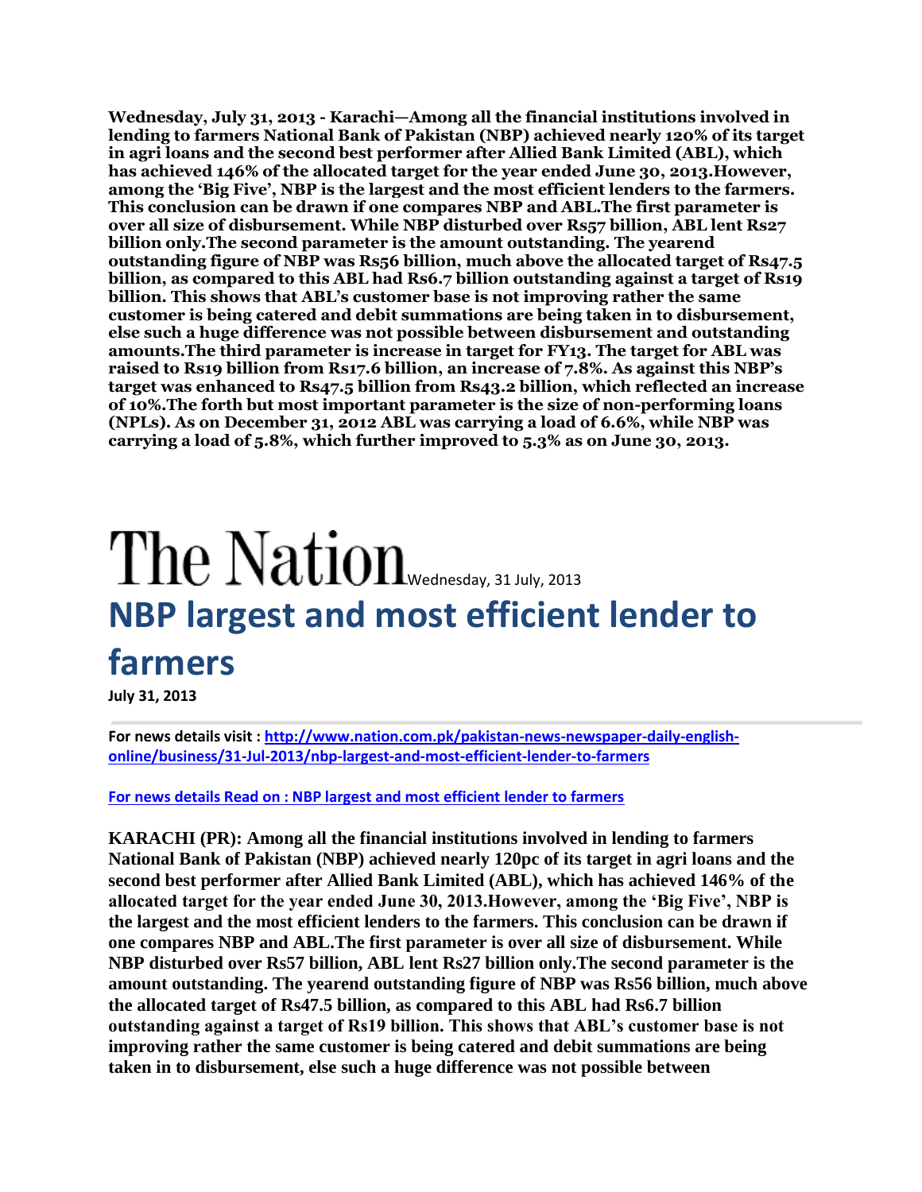**Wednesday, July 31, 2013 - Karachi—Among all the financial institutions involved in lending to farmers National Bank of Pakistan (NBP) achieved nearly 120% of its target in agri loans and the second best performer after Allied Bank Limited (ABL), which has achieved 146% of the allocated target for the year ended June 30, 2013.However, among the 'Big Five', NBP is the largest and the most efficient lenders to the farmers. This conclusion can be drawn if one compares NBP and ABL.The first parameter is over all size of disbursement. While NBP disturbed over Rs57 billion, ABL lent Rs27 billion only.The second parameter is the amount outstanding. The yearend outstanding figure of NBP was Rs56 billion, much above the allocated target of Rs47.5 billion, as compared to this ABL had Rs6.7 billion outstanding against a target of Rs19 billion. This shows that ABL's customer base is not improving rather the same customer is being catered and debit summations are being taken in to disbursement, else such a huge difference was not possible between disbursement and outstanding amounts.The third parameter is increase in target for FY13. The target for ABL was raised to Rs19 billion from Rs17.6 billion, an increase of 7.8%. As against this NBP's target was enhanced to Rs47.5 billion from Rs43.2 billion, which reflected an increase of 10%.The forth but most important parameter is the size of non-performing loans (NPLs). As on December 31, 2012 ABL was carrying a load of 6.6%, while NBP was carrying a load of 5.8%, which further improved to 5.3% as on June 30, 2013.**

# The Nation

Wednesday, 31 July, 2013

## NBP largest and most efficient lender to farmers

**July 31, 2013**

**For news details visit : [http://www.nation.com.pk/pakistan-news-newspaper-daily-english-online/business/31-Jul-2013/nbp-largest-and-most-efficient-lender-to-farmers](http://www.nation.com.pk/pakistan-news-newspaper-daily-english-online/business/31-Jul-2013/nbp-largest-and-most-efficient-lender-to-farmers)**

**[For news details Read on : NBP largest and most efficient lender to farmers](http://www.nation.com.pk/pakistan-news-newspaper-daily-english-online/business/31-Jul-2013/nbp-largest-and-most-efficient-lender-to-farmers)**

**KARACHI (PR): Among all the financial institutions involved in lending to farmers National Bank of Pakistan (NBP) achieved nearly 120pc of its target in agri loans and the second best performer after Allied Bank Limited (ABL), which has achieved 146% of the allocated target for the year ended June 30, 2013.However, among the 'Big Five', NBP is the largest and the most efficient lenders to the farmers. This conclusion can be drawn if one compares NBP and ABL.The first parameter is over all size of disbursement. While NBP disturbed over Rs57 billion, ABL lent Rs27 billion only.The second parameter is the amount outstanding. The yearend outstanding figure of NBP was Rs56 billion, much above the allocated target of Rs47.5 billion, as compared to this ABL had Rs6.7 billion outstanding against a target of Rs19 billion. This shows that ABL's customer base is not improving rather the same customer is being catered and debit summations are being taken in to disbursement, else such a huge difference was not possible between**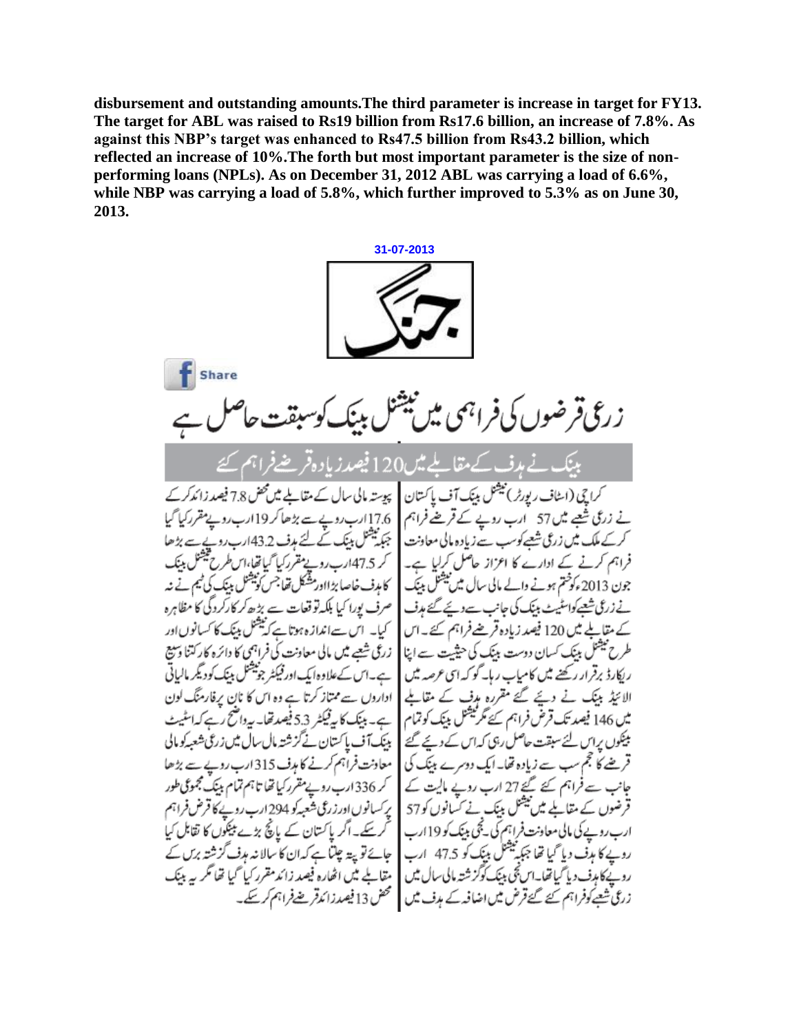**disbursement and outstanding amounts.The third parameter is increase in target for FY13. The target for ABL was raised to Rs19 billion from Rs17.6 billion, an increase of 7.8%. As against this NBP's target was enhanced to Rs47.5 billion from Rs43.2 billion, which reflected an increase of 10%.The forth but most important parameter is the size of non-performing loans (NPLs). As on December 31, 2012 ABL was carrying a load of 6.6%, while NBP was carrying a load of 5.8%, which further improved to 5.3% as on June 30, 2013.**

**31-07-2013**

جنگ

Share

# زرعی قرضوں کی فراہمی میں نیشنل بینک کو سبقت حاصل ہے

## بینک نے ہدف کے مقابلے میں 120 فیصد زیادہ قرضے فراہم کئے

کراچی (اسٹاف رپورٹر) نیشنل بینک آف پاکستان نے زرعی شعبے میں 57 ارب روپے کے قرضے فراہم کر کے ملک میں زرعی شعبے کو سب سے زیادہ مالی معاونت فراہم کرنے کے ادارے کا اعزاز حاصل کر لیا ہے۔ جون 2013ء کو ختم ہونے والے مالی سال میں نیشنل بینک نے زرعی شعبے کو اسٹیٹ بینک کی جانب سے دیئے گئے ہدف کے مقابلے میں 120 فیصد زیادہ قرضے فراہم کئے۔ اس طرح نیشنل بینک کسان دوست بینک کی حیثیت سے اپنا ریکارڈ برقرار رکھنے میں کامیاب رہا۔ گو کہ اسی عرصہ میں الائیڈ بینک نے دیئے گئے مقررہ ہدف کے مقابلے میں 146 فیصد تک قرض فراہم کئے مگر نیشنل بینک کو تمام بینکوں پر اس لئے سبقت حاصل رہی کہ اس کے دیئے گئے قرضے کا حجم سب سے زیادہ تھا۔ ایک دوسرے بینک کی جانب سے فراہم کئے گئے 27 ارب روپے مالیت کے قرضوں کے مقابلے میں نیشنل بینک نے کسانوں کو 57 ارب روپے کی مالی معاونت فراہم کی۔ نجی بینک کو 19 ارب روپے کا ہدف دیا گیا تھا جبکہ نیشنل بینک کو 47.5 ارب روپے کا ہدف دیا گیا تھا۔ اس نجی بینک کو گزشتہ مالی سال میں زرعی شعبے کو فراہم کئے گئے قرض میں اضافہ کے ہدف میں پیوستہ مالی سال کے مقابلے میں محض 7.8 فیصد زائد کر کے 17.6 ارب روپے سے بڑھا کر 19 ارب روپے مقرر کیا گیا جبکہ نیشنل بینک کے لئے ہدف 43.2 ارب روپے سے بڑھا کر 47.5 ارب روپے مقرر کیا گیا تھا، اس طرح نیشنل بینک کا ہدف خاصا بڑا اور مشکل تھا جس کو نیشنل بینک کی ٹیم نے نہ صرف پورا کیا بلکہ توقعات سے بڑھ کر کارکردگی کا مظاہرہ کیا۔ اس سے اندازہ ہوتا ہے کہ نیشنل بینک کا کسانوں اور زرعی شعبے میں مالی معاونت کی فراہمی کا دائرہ کار کتنا وسیع ہے۔ اس کے علاوہ ایک اور فیکٹر جو نیشنل بینک کو دیگر مالیاتی اداروں سے ممتاز کرتا ہے وہ اس کا نان پرفارمنگ لون ہے۔ بینک کا یہ فیکٹر 5.3 فیصد تھا۔ یہ واضح رہے کہ اسٹیٹ بینک آف پاکستان نے گزشتہ مالی سال میں زرعی شعبہ کو مالی معاونت فراہم کرنے کا ہدف 315 ارب روپے سے بڑھا کر 336 ارب روپے مقرر کیا تھا تاہم تمام بینک مجموعی طور پر کسانوں اور زرعی شعبہ کو 294 ارب روپے کا قرض فراہم کر سکے۔ اگر پاکستان کے پانچ بڑے بینکوں کا تقابل کیا جائے تو پتہ چلتا ہے کہ ان کا سالانہ ہدف گزشتہ برس کے مقابلے میں اٹھارہ فیصد زائد مقرر کیا گیا تھا مگر یہ بینک محض 13 فیصد زائد قرضے فراہم کر سکے۔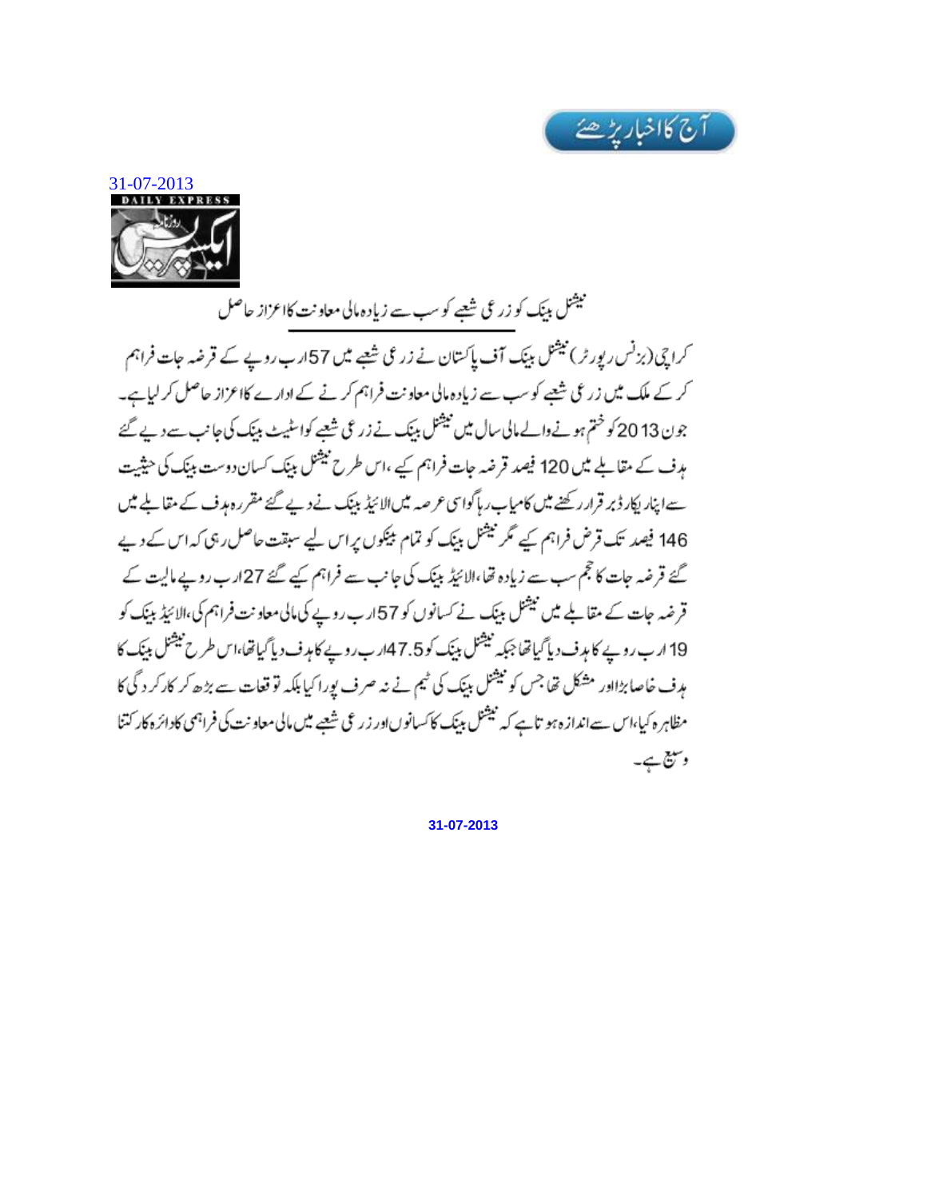آج کا اخبار پڑھئے

31-07-2013

DAILY EXPRESS

روزنامہ ایکسپریس

## نیشنل بینک کو زرعی شعبے کو سب سے زیادہ مالی معاونت کا اعزاز حاصل

کراچی(بزنس رپورٹر) نیشنل بینک آف پاکستان نے زرعی شعبے میں 57ارب روپے کے قرضہ جات فراہم کر کے ملک میں زرعی شعبے کو سب سے زیادہ مالی معاونت فراہم کرنے کے ادارے کا اعزاز حاصل کر لیا ہے۔ جون 2013 کو ختم ہونے والے مالی سال میں نیشنل بینک نے زرعی شعبے کو اسٹیٹ بینک کی جانب سے دیے گئے ہدف کے مقابلے میں 120 فیصد قرضہ جات فراہم کیے ،اس طرح نیشنل بینک کسان دوست بینک کی حیثیت سے اپنا ریکارڈ برقرار رکھنے میں کامیاب رہا گو اسی عرصہ میں الائیڈ بینک نے دیے گئے مقررہ ہدف کے مقابلے میں 146 فیصد تک قرض فراہم کیے مگر نیشنل بینک کو تمام بینکوں پر اس لیے سبقت حاصل رہی کہ اس کے دیے گئے قرضہ جات کا حجم سب سے زیادہ تھا، الائیڈ بینک کی جانب سے فراہم کیے گئے 27ارب روپے مالیت کے قرضہ جات کے مقابلے میں نیشنل بینک نے کسانوں کو 57ارب روپے کی مالی معاونت فراہم کی، الائیڈ بینک کو 19 ارب روپے کا ہدف دیا گیا تھا جبکہ نیشنل بینک کو 47.5ارب روپے کا ہدف دیا گیا تھا، اس طرح نیشنل بینک کا ہدف خاصا بڑا اور مشکل تھا جس کو نیشنل بینک کی ٹیم نے نہ صرف پورا کیا بلکہ توقعات سے بڑھ کر کارکردگی کا مظاہرہ کیا، اس سے اندازہ ہوتا ہے کہ نیشنل بینک کا کسانوں اور زرعی شعبے میں مالی معاونت کی فراہمی کا دائرہ کار کتنا وسیع ہے۔

31-07-2013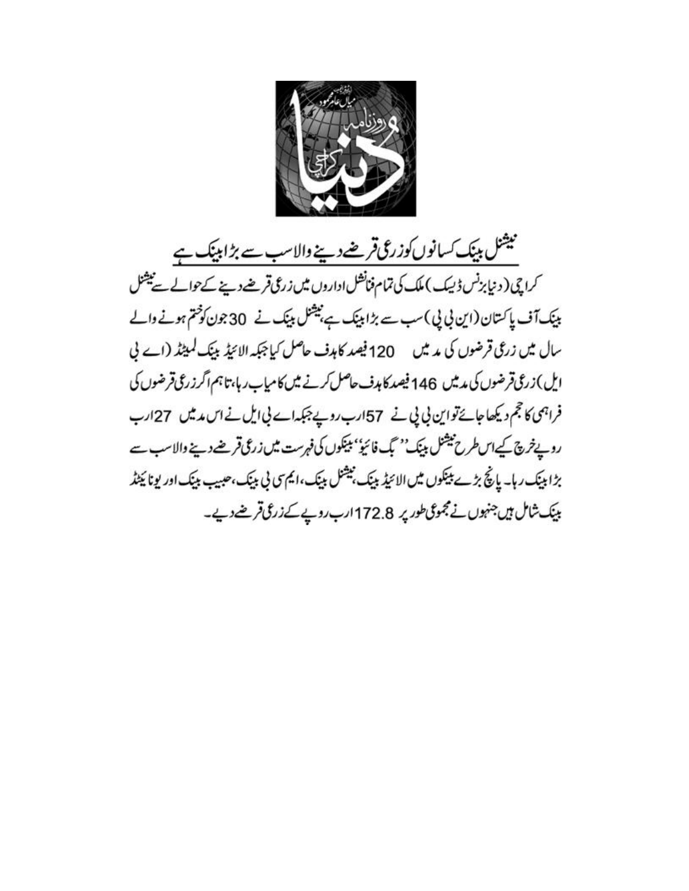## نیشنل بینک کسانوں کو زرعی قرضے دینے والا سب سے بڑا بینک ہے

کراچی (دنیا بزنس ڈیسک) ملک کی تمام فنانشل اداروں میں زرعی قرضے دینے کے حوالے سے نیشنل بینک آف پاکستان (این بی پی) سب سے بڑا بینک ہے، نیشنل بینک نے 30 جون کو ختم ہونے والے سال میں زرعی قرضوں کی مد میں 120 فیصد کا ہدف حاصل کیا جبکہ الائیڈ بینک لمیٹڈ (اے بی ایل) زرعی قرضوں کی مد میں 146 فیصد کا ہدف حاصل کرنے میں کامیاب رہا، تاہم اگر زرعی قرضوں کی فراہمی کا حجم دیکھا جائے تو این بی پی نے 57 ارب روپے جبکہ اے بی ایل نے اس مد میں 27 ارب روپے خرچ کیے اس طرح نیشنل بینک ''بگ فائیو'' بینکوں کی فہرست میں زرعی قرضے دینے والا سب سے بڑا بینک رہا۔ پانچ بڑے بینکوں میں الائیڈ بینک، نیشنل بینک، ایم سی بی بینک، حبیب بینک اور یونائیٹڈ بینک شامل ہیں جنہوں نے مجموعی طور پر 172.8 ارب روپے کے زرعی قرضے دیے۔